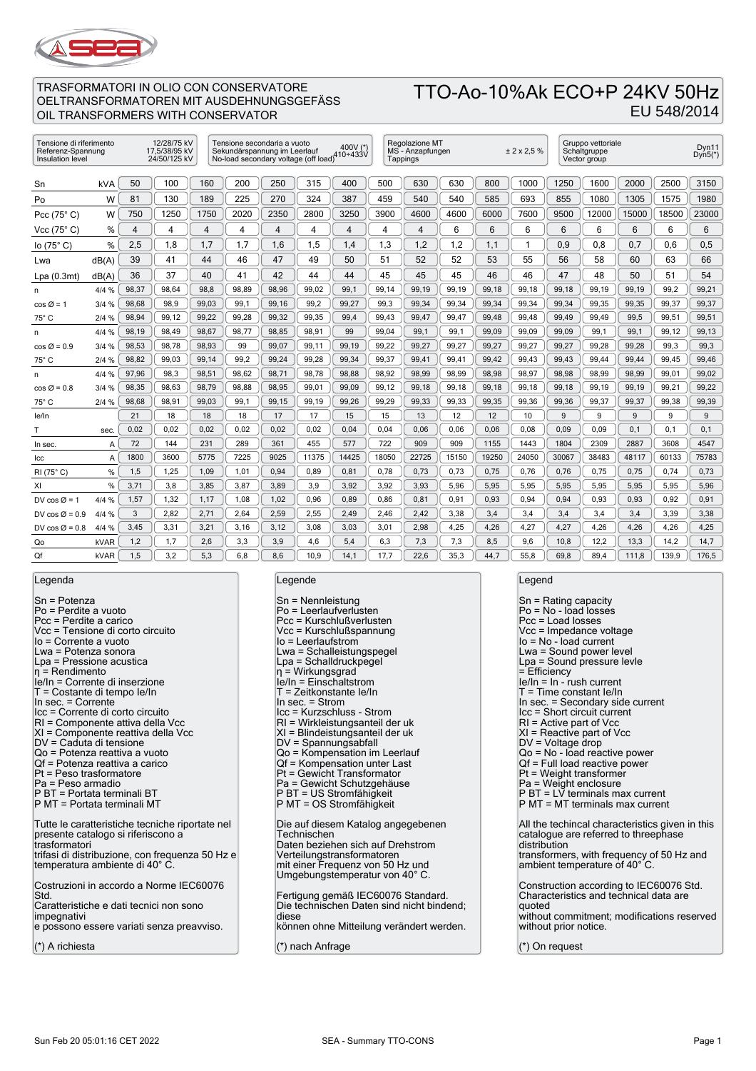TRASFORMATORI IN OLIO CON CONSERVATORE
OELTRANSFORMATOREN MIT AUSDEHNUNGSGEFÄSS
OIL TRANSFORMERS WITH CONSERVATOR

# TTO-Ao-10%Ak ECO+P 24KV 50Hz

EU 548/2014

| | | | |
|---|---|---|---|
| Tensione di riferimento / Referenz-Spannung / Insulation level: 12/28/75 kV, 17,5/38/95 kV, 24/50/125 kV | Tensione secondaria a vuoto / Sekundärspannung im Leerlauf / No-load secondary voltage (off load): 400V (*) 410÷433V | Regolazione MT / MS - Anzapfungen / Tappings: ± 2 x 2,5 % | Gruppo vettoriale / Schaltgruppe / Vector group: Dyn11 Dyn5(*) |

| | | | | | | | | | | | | | | | | | | |
|---|---|---|---|---|---|---|---|---|---|---|---|---|---|---|---|---|---|---|
| Sn | kVA | 50 | 100 | 160 | 200 | 250 | 315 | 400 | 500 | 630 | 630 | 800 | 1000 | 1250 | 1600 | 2000 | 2500 | 3150 |
| Po | W | 81 | 130 | 189 | 225 | 270 | 324 | 387 | 459 | 540 | 540 | 585 | 693 | 855 | 1080 | 1305 | 1575 | 1980 |
| Pcc (75° C) | W | 750 | 1250 | 1750 | 2020 | 2350 | 2800 | 3250 | 3900 | 4600 | 4600 | 6000 | 7600 | 9500 | 12000 | 15000 | 18500 | 23000 |
| Vcc (75° C) | % | 4 | 4 | 4 | 4 | 4 | 4 | 4 | 4 | 4 | 6 | 6 | 6 | 6 | 6 | 6 | 6 | 6 |
| Io (75° C) | % | 2,5 | 1,8 | 1,7 | 1,7 | 1,6 | 1,5 | 1,4 | 1,3 | 1,2 | 1,2 | 1,1 | 1 | 0,9 | 0,8 | 0,7 | 0,6 | 0,5 |
| Lwa | dB(A) | 39 | 41 | 44 | 46 | 47 | 49 | 50 | 51 | 52 | 52 | 53 | 55 | 56 | 58 | 60 | 63 | 66 |
| Lpa (0.3mt) | dB(A) | 36 | 37 | 40 | 41 | 42 | 44 | 44 | 45 | 45 | 45 | 46 | 46 | 47 | 48 | 50 | 51 | 54 |
| η | 4/4 % | 98,37 | 98,64 | 98,8 | 98,89 | 98,96 | 99,02 | 99,1 | 99,14 | 99,19 | 99,19 | 99,18 | 99,18 | 99,18 | 99,19 | 99,19 | 99,2 | 99,21 |
| cos Ø = 1 | 3/4 % | 98,68 | 98,9 | 99,03 | 99,1 | 99,16 | 99,2 | 99,27 | 99,3 | 99,34 | 99,34 | 99,34 | 99,34 | 99,34 | 99,35 | 99,35 | 99,37 | 99,37 |
| 75° C | 2/4 % | 98,94 | 99,12 | 99,22 | 99,28 | 99,32 | 99,35 | 99,4 | 99,43 | 99,47 | 99,47 | 99,48 | 99,48 | 99,49 | 99,49 | 99,5 | 99,51 | 99,51 |
| η | 4/4 % | 98,19 | 98,49 | 98,67 | 98,77 | 98,85 | 98,91 | 99 | 99,04 | 99,1 | 99,1 | 99,09 | 99,09 | 99,09 | 99,1 | 99,1 | 99,12 | 99,13 |
| cos Ø = 0.9 | 3/4 % | 98,53 | 98,78 | 98,93 | 99 | 99,07 | 99,11 | 99,19 | 99,22 | 99,27 | 99,27 | 99,27 | 99,27 | 99,27 | 99,28 | 99,28 | 99,3 | 99,3 |
| 75° C | 2/4 % | 98,82 | 99,03 | 99,14 | 99,2 | 99,24 | 99,28 | 99,34 | 99,37 | 99,41 | 99,41 | 99,42 | 99,43 | 99,43 | 99,44 | 99,44 | 99,45 | 99,46 |
| η | 4/4 % | 97,96 | 98,3 | 98,51 | 98,62 | 98,71 | 98,78 | 98,88 | 98,92 | 98,99 | 98,99 | 98,98 | 98,97 | 98,98 | 98,99 | 98,99 | 99,01 | 99,02 |
| cos Ø = 0.8 | 3/4 % | 98,35 | 98,63 | 98,79 | 98,88 | 98,95 | 99,01 | 99,09 | 99,12 | 99,18 | 99,18 | 99,18 | 99,18 | 99,18 | 99,19 | 99,19 | 99,21 | 99,22 |
| 75° C | 2/4 % | 98,68 | 98,91 | 99,03 | 99,1 | 99,15 | 99,19 | 99,26 | 99,29 | 99,33 | 99,33 | 99,35 | 99,36 | 99,36 | 99,37 | 99,37 | 99,38 | 99,39 |
| Ie/In | | 21 | 18 | 18 | 18 | 17 | 17 | 15 | 15 | 13 | 12 | 12 | 10 | 9 | 9 | 9 | 9 | 9 |
| T | sec. | 0,02 | 0,02 | 0,02 | 0,02 | 0,02 | 0,02 | 0,04 | 0,04 | 0,06 | 0,06 | 0,06 | 0,08 | 0,09 | 0,09 | 0,1 | 0,1 | 0,1 |
| In sec. | A | 72 | 144 | 231 | 289 | 361 | 455 | 577 | 722 | 909 | 909 | 1155 | 1443 | 1804 | 2309 | 2887 | 3608 | 4547 |
| Icc | A | 1800 | 3600 | 5775 | 7225 | 9025 | 11375 | 14425 | 18050 | 22725 | 15150 | 19250 | 24050 | 30067 | 38483 | 48117 | 60133 | 75783 |
| Rl (75° C) | % | 1,5 | 1,25 | 1,09 | 1,01 | 0,94 | 0,89 | 0,81 | 0,78 | 0,73 | 0,73 | 0,75 | 0,76 | 0,76 | 0,75 | 0,75 | 0,74 | 0,73 |
| Xl | % | 3,71 | 3,8 | 3,85 | 3,87 | 3,89 | 3,9 | 3,92 | 3,92 | 3,93 | 5,96 | 5,95 | 5,95 | 5,95 | 5,95 | 5,95 | 5,95 | 5,96 |
| DV cos Ø = 1 | 4/4 % | 1,57 | 1,32 | 1,17 | 1,08 | 1,02 | 0,96 | 0,89 | 0,86 | 0,81 | 0,91 | 0,93 | 0,94 | 0,94 | 0,93 | 0,93 | 0,92 | 0,91 |
| DV cos Ø = 0.9 | 4/4 % | 3 | 2,82 | 2,71 | 2,64 | 2,59 | 2,55 | 2,49 | 2,46 | 2,42 | 3,38 | 3,4 | 3,4 | 3,4 | 3,4 | 3,4 | 3,39 | 3,38 |
| DV cos Ø = 0.8 | 4/4 % | 3,45 | 3,31 | 3,21 | 3,16 | 3,12 | 3,08 | 3,03 | 3,01 | 2,98 | 4,25 | 4,26 | 4,27 | 4,27 | 4,26 | 4,26 | 4,26 | 4,25 |
| Qo | kVAR | 1,2 | 1,7 | 2,6 | 3,3 | 3,9 | 4,6 | 5,4 | 6,3 | 7,3 | 7,3 | 8,5 | 9,6 | 10,8 | 12,2 | 13,3 | 14,2 | 14,7 |
| Qf | kVAR | 1,5 | 3,2 | 5,3 | 6,8 | 8,6 | 10,9 | 14,1 | 17,7 | 22,6 | 35,3 | 44,7 | 55,8 | 69,8 | 89,4 | 111,8 | 139,9 | 176,5 |

### Legenda

Sn = Potenza
Po = Perdite a vuoto
Pcc = Perdite a carico
Vcc = Tensione di corto circuito
Io = Corrente a vuoto
Lwa = Potenza sonora
Lpa = Pressione acustica
η = Rendimento
Ie/In = Corrente di inserzione
T = Costante di tempo Ie/In
In sec. = Corrente
Icc = Corrente di corto circuito
Rl = Componente attiva della Vcc
Xl = Componente reattiva della Vcc
DV = Caduta di tensione
Qo = Potenza reattiva a vuoto
Qf = Potenza reattiva a carico
Pt = Peso trasformatore
Pa = Peso armadio
P BT = Portata terminali BT
P MT = Portata terminali MT

Tutte le caratteristiche tecniche riportate nel presente catalogo si riferiscono a trasformatori trifasi di distribuzione, con frequenza 50 Hz e temperatura ambiente di 40° C.

Costruzioni in accordo a Norme IEC60076 Std. Caratteristiche e dati tecnici non sono impegnativi e possono essere variati senza preavviso.

(*) A richiesta

### Legende

Sn = Nennleistung
Po = Leerlaufverlusten
Pcc = Kurschlußverlusten
Vcc = Kurschlußspannung
Io = Leerlaufstrom
Lwa = Schalleistungspegel
Lpa = Schalldruckpegel
η = Wirkungsgrad
Ie/In = Einschaltstrom
T = Zeitkonstante Ie/In
In sec. = Strom
Icc = Kurzschluss - Strom
Rl = Wirkleistungsanteil der uk
Xl = Blindeistungsanteil der uk
DV = Spannungsabfall
Qo = Kompensation im Leerlauf
Qf = Kompensation unter Last
Pt = Gewicht Transformator
Pa = Gewicht Schutzgehäuse
P BT = US Stromfähigkeit
P MT = OS Stromfähigkeit

Die auf diesem Katalog angegebenen Technischen Daten beziehen sich auf Drehstrom Verteilungstransformatoren mit einer Frequenz von 50 Hz und Umgebungstemperatur von 40° C.

Fertigung gemäß IEC60076 Standard. Die technischen Daten sind nicht bindend; diese können ohne Mitteilung verändert werden.

(*) nach Anfrage

### Legend

Sn = Rating capacity
Po = No - load losses
Pcc = Load losses
Vcc = Impedance voltage
Io = No - load current
Lwa = Sound power level
Lpa = Sound pressure levle
= Efficiency
Ie/In = In - rush current
T = Time constant Ie/In
In sec. = Secondary side current
Icc = Short circuit current
Rl = Active part of Vcc
Xl = Reactive part of Vcc
DV = Voltage drop
Qo = No - load reactive power
Qf = Full load reactive power
Pt = Weight transformer
Pa = Weight enclosure
P BT = LV terminals max current
P MT = MT terminals max current

All the techincal characteristics given in this catalogue are referred to threephase distribution transformers, with frequency of 50 Hz and ambient temperature of 40° C.

Construction according to IEC60076 Std. Characteristics and technical data are quoted without commitment; modifications reserved without prior notice.

(*) On request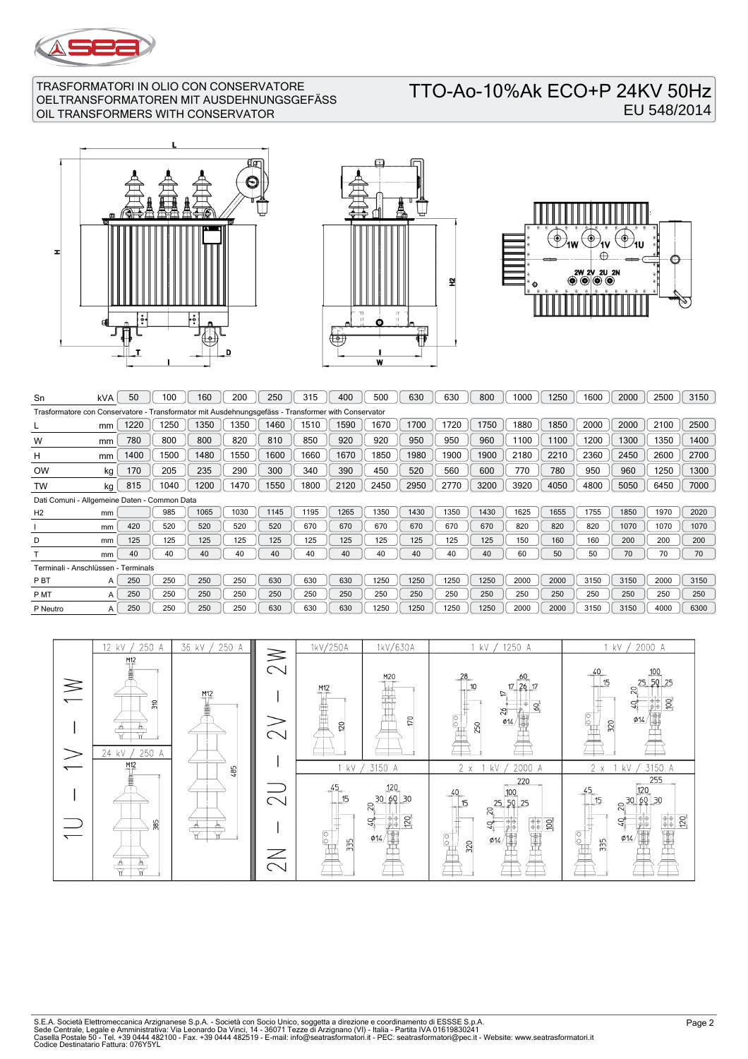TRASFORMATORI IN OLIO CON CONSERVATORE
OELTRANSFORMATOREN MIT AUSDEHNUNGSGEFÄSS
OIL TRANSFORMERS WITH CONSERVATOR

# TTO-Ao-10%Ak ECO+P 24KV 50Hz

EU 548/2014

| Sn | kVA | 50 | 100 | 160 | 200 | 250 | 315 | 400 | 500 | 630 | 630 | 800 | 1000 | 1250 | 1600 | 2000 | 2500 | 3150 |
|---|---|---|---|---|---|---|---|---|---|---|---|---|---|---|---|---|---|---|
| Trasformatore con Conservatore - Transformator mit Ausdehnungsgefäss - Transformer with Conservator | | | | | | | | | | | | | | | | | | |
| L | mm | 1220 | 1250 | 1350 | 1350 | 1460 | 1510 | 1590 | 1670 | 1700 | 1720 | 1750 | 1880 | 1850 | 2000 | 2000 | 2100 | 2500 |
| W | mm | 780 | 800 | 800 | 820 | 810 | 850 | 920 | 920 | 950 | 950 | 960 | 1100 | 1100 | 1200 | 1300 | 1350 | 1400 |
| H | mm | 1400 | 1500 | 1480 | 1550 | 1600 | 1660 | 1670 | 1850 | 1980 | 1900 | 1900 | 2180 | 2210 | 2360 | 2450 | 2600 | 2700 |
| OW | kg | 170 | 205 | 235 | 290 | 300 | 340 | 390 | 450 | 520 | 560 | 600 | 770 | 780 | 950 | 960 | 1250 | 1300 |
| TW | kg | 815 | 1040 | 1200 | 1470 | 1550 | 1800 | 2120 | 2450 | 2950 | 2770 | 3200 | 3920 | 4050 | 4800 | 5050 | 6450 | 7000 |
| Dati Comuni - Allgemeine Daten - Common Data | | | | | | | | | | | | | | | | | | |
| H2 | mm | | 985 | 1065 | 1030 | 1145 | 1195 | 1265 | 1350 | 1430 | 1350 | 1430 | 1625 | 1655 | 1755 | 1850 | 1970 | 2020 |
| I | mm | 420 | 520 | 520 | 520 | 520 | 670 | 670 | 670 | 670 | 670 | 670 | 820 | 820 | 820 | 1070 | 1070 | 1070 |
| D | mm | 125 | 125 | 125 | 125 | 125 | 125 | 125 | 125 | 125 | 125 | 125 | 150 | 160 | 160 | 200 | 200 | 200 |
| T | mm | 40 | 40 | 40 | 40 | 40 | 40 | 40 | 40 | 40 | 40 | 40 | 60 | 50 | 50 | 70 | 70 | 70 |
| Terminali - Anschlüssen - Terminals | | | | | | | | | | | | | | | | | | |
| P BT | A | 250 | 250 | 250 | 250 | 630 | 630 | 630 | 1250 | 1250 | 1250 | 1250 | 2000 | 2000 | 3150 | 3150 | 2000 | 3150 |
| P MT | A | 250 | 250 | 250 | 250 | 250 | 250 | 250 | 250 | 250 | 250 | 250 | 250 | 250 | 250 | 250 | 250 | 250 |
| P Neutro | A | 250 | 250 | 250 | 250 | 630 | 630 | 630 | 1250 | 1250 | 1250 | 1250 | 2000 | 2000 | 3150 | 3150 | 4000 | 6300 |

1U – 1V – 1W

12 kV / 250 A — M12 — 310

24 kV / 250 A — M12 — 385

36 kV / 250 A — M12 — 485

2N – 2U – 2V – 2W

1kV/250A — M12 — 120

1kV/630A — M20 — 170

1 kV / 1250 A — 28, 10, 60, 17, 26, 17, 60, 26, 17, Ø14, 250

1 kV / 2000 A — 40, 15, 100, 25, 50, 25, 20, 40, 100, Ø14, 320

1 kV / 3150 A — 45, 15, 120, 30, 60, 30, 20, 40, 120, Ø14, 335

2 x 1 kV / 2000 A — 40, 15, 220, 100, 25, 50, 25, 20, 40, 100, Ø14, 320

2 x 1 kV / 3150 A — 45, 15, 255, 120, 30, 60, 30, 20, 40, 120, Ø14, 335

S.E.A. Società Elettromeccanica Arzignanese S.p.A. - Società con Socio Unico, soggetta a direzione e coordinamento di ESSSE S.p.A.
Sede Centrale, Legale e Amministrativa: Via Leonardo Da Vinci, 14 - 36071 Tezze di Arzignano (VI) - Italia - Partita IVA 01619830241
Casella Postale 50 - Tel. +39 0444 482100 - Fax. +39 0444 482519 - E-mail: info@seatrasformatori.it - PEC: seatrasformatori@pec.it - Website: www.seatrasformatori.it
Codice Destinatario Fattura: 076Y5YL